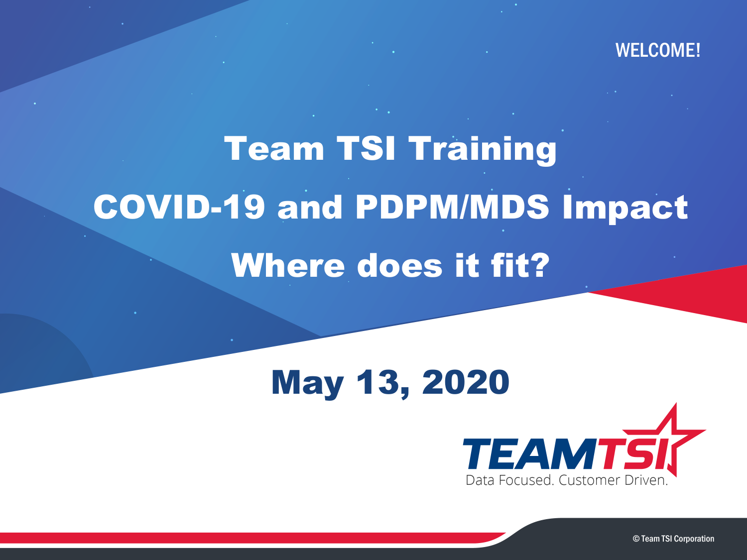WELCOME!

# Team TSI Training

# COVID-19 and PDPM/MDS Impact

# Where does it fit?

## May 13, 2020

TEAMTSI

Data Focused. Customer Driven.

© Team TSI Corporation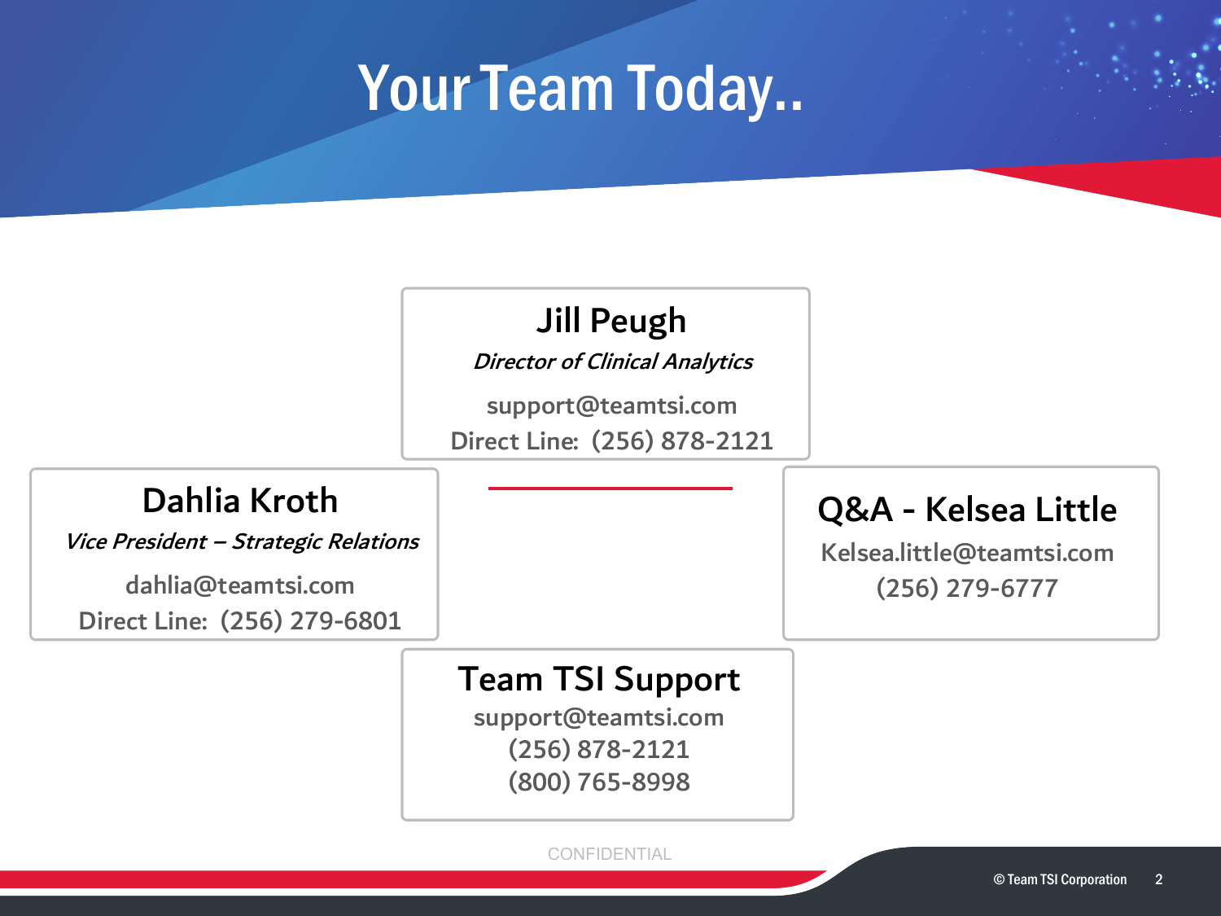# Your Team Today..

## Jill Peugh

*Director of Clinical Analytics*

support@teamtsi.com
Direct Line: (256) 878-2121

## Dahlia Kroth

*Vice President – Strategic Relations*

dahlia@teamtsi.com
Direct Line: (256) 279-6801

## Q&A - Kelsea Little

Kelsea.little@teamtsi.com
(256) 279-6777

## Team TSI Support

support@teamtsi.com
(256) 878-2121
(800) 765-8998

CONFIDENTIAL

© Team TSI Corporation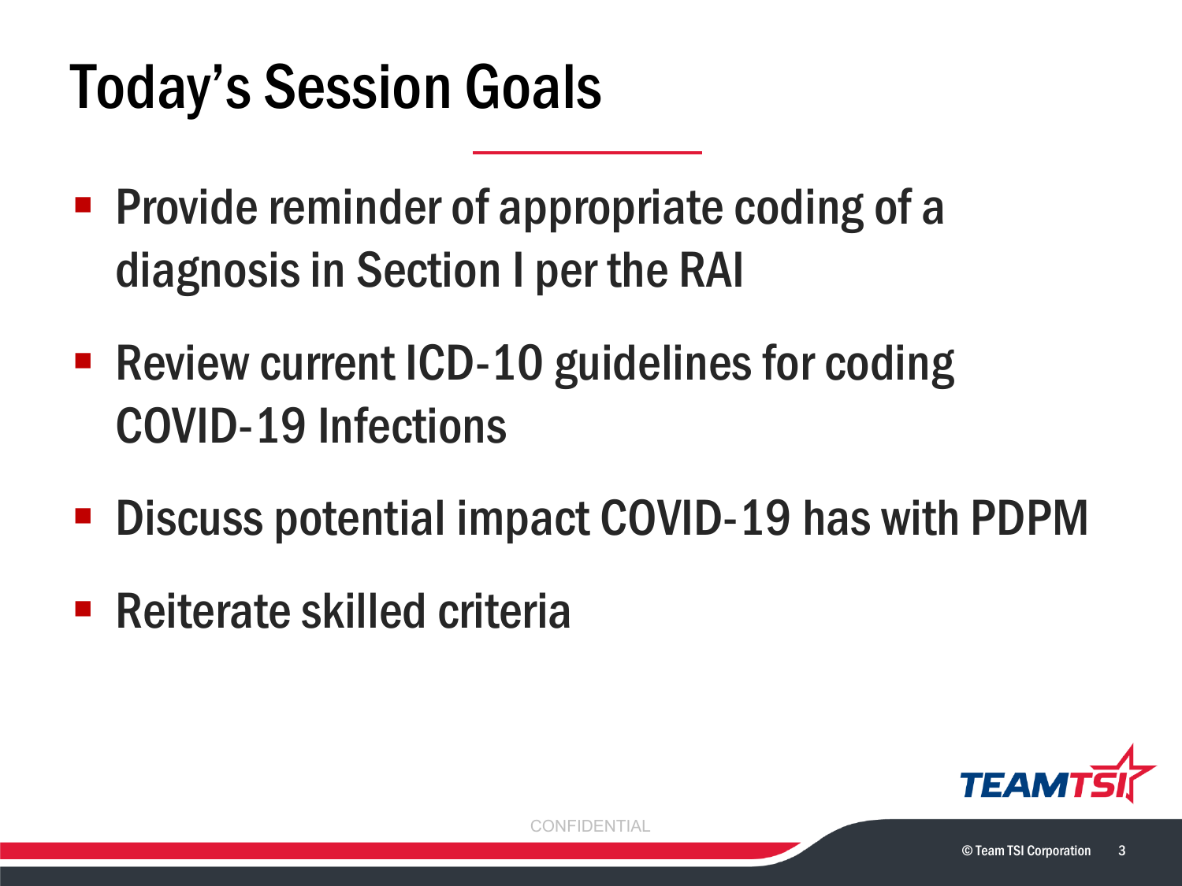# Today's Session Goals

- Provide reminder of appropriate coding of a diagnosis in Section I per the RAI
- Review current ICD-10 guidelines for coding COVID-19 Infections
- Discuss potential impact COVID-19 has with PDPM
- Reiterate skilled criteria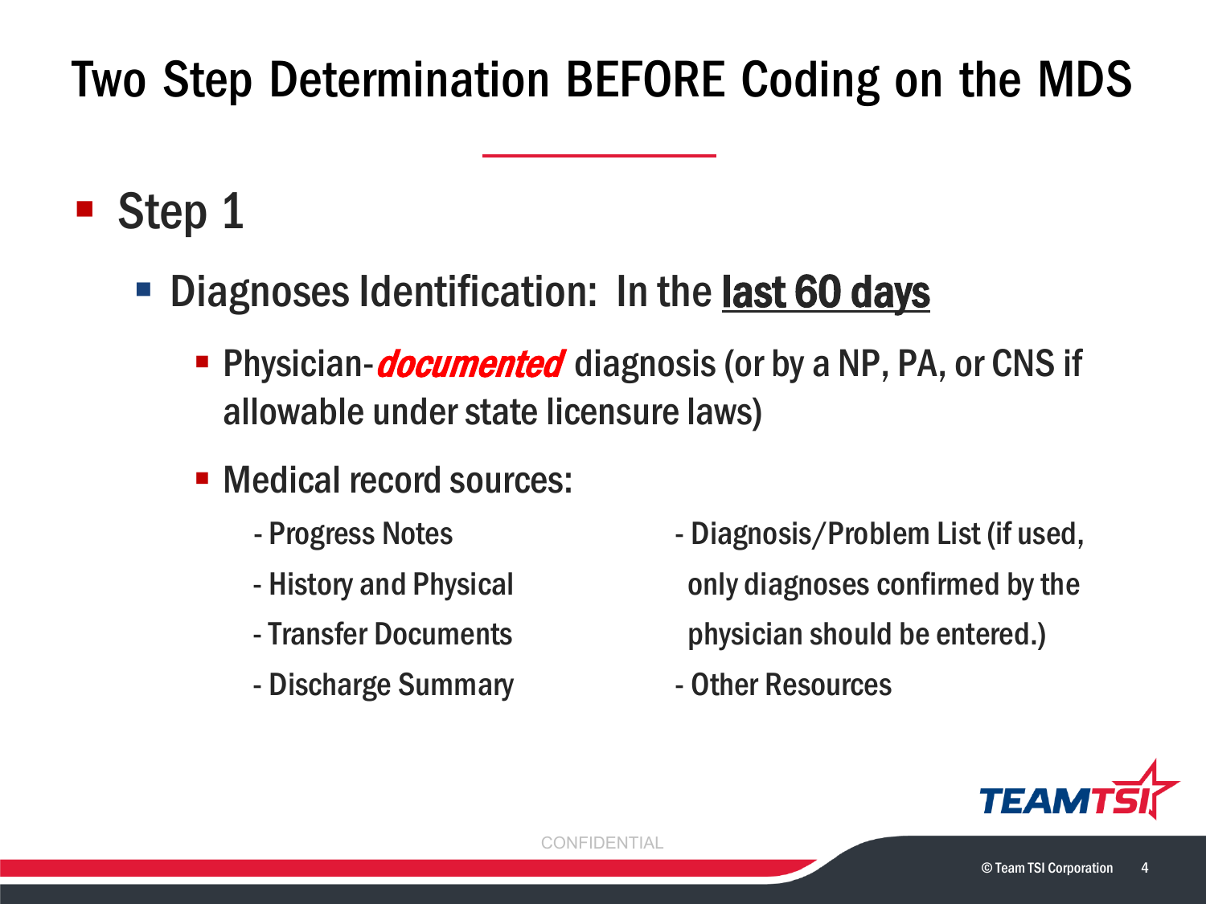# Two Step Determination BEFORE Coding on the MDS

- Step 1
  - Diagnoses Identification: In the **last 60 days**
    - Physician-***documented*** diagnosis (or by a NP, PA, or CNS if allowable under state licensure laws)
    - Medical record sources:
      - Progress Notes
      - History and Physical
      - Transfer Documents
      - Discharge Summary
      - Diagnosis/Problem List (if used, only diagnoses confirmed by the physician should be entered.)
      - Other Resources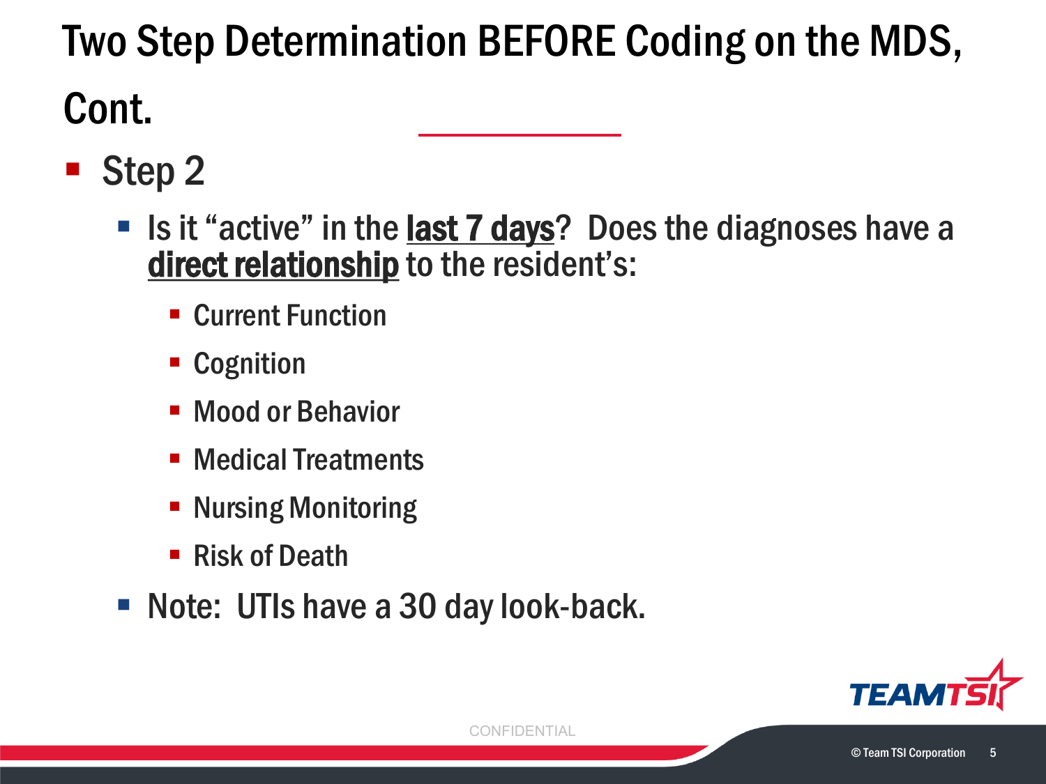# Two Step Determination BEFORE Coding on the MDS, Cont.

- Step 2
  - Is it "active" in the **last 7 days**? Does the diagnoses have a **direct relationship** to the resident's:
    - Current Function
    - Cognition
    - Mood or Behavior
    - Medical Treatments
    - Nursing Monitoring
    - Risk of Death
  - Note: UTIs have a 30 day look-back.

CONFIDENTIAL

© Team TSI Corporation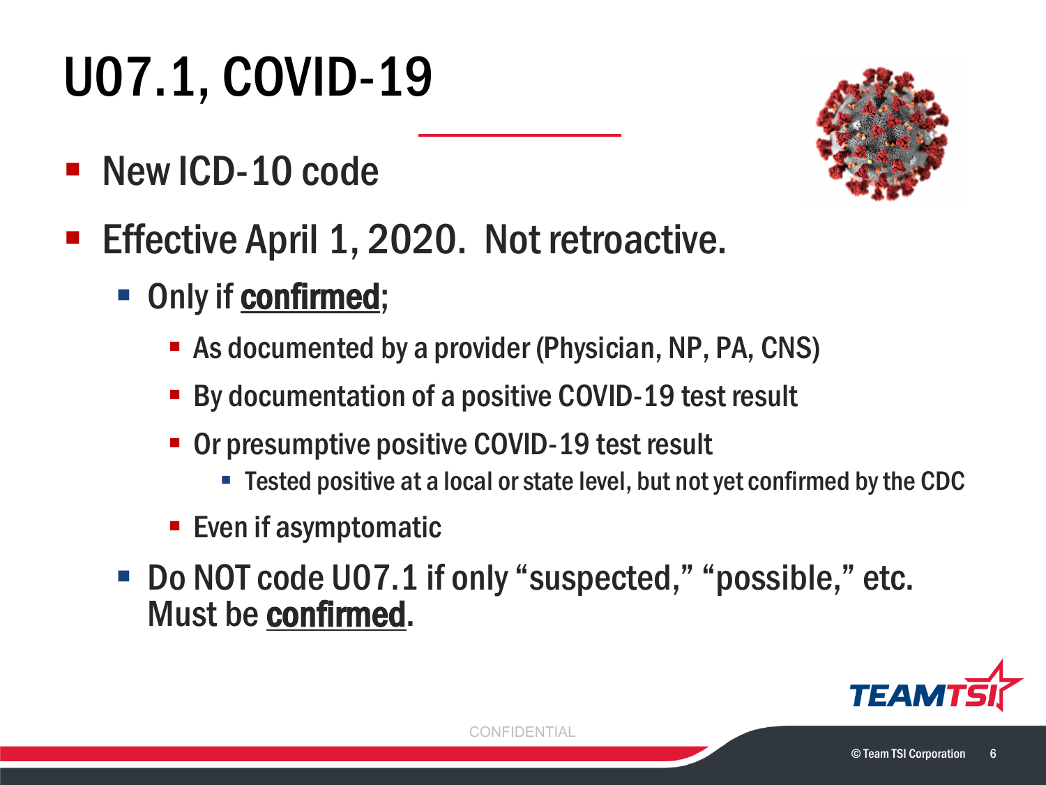# U07.1, COVID-19

- New ICD-10 code
- Effective April 1, 2020. Not retroactive.
  - Only if **confirmed**;
    - As documented by a provider (Physician, NP, PA, CNS)
    - By documentation of a positive COVID-19 test result
    - Or presumptive positive COVID-19 test result
      - Tested positive at a local or state level, but not yet confirmed by the CDC
    - Even if asymptomatic
  - Do NOT code U07.1 if only "suspected," "possible," etc. Must be **confirmed**.

CONFIDENTIAL

© Team TSI Corporation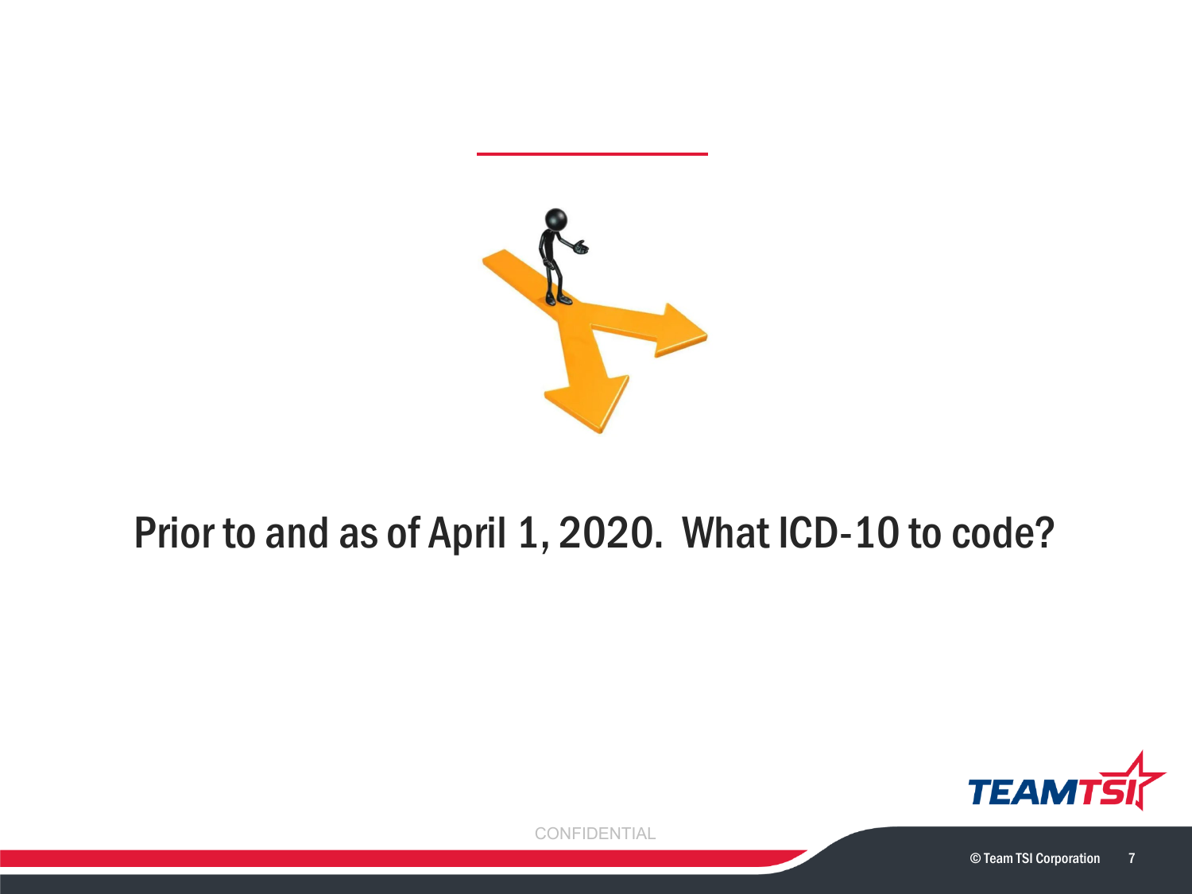Prior to and as of April 1, 2020. What ICD-10 to code?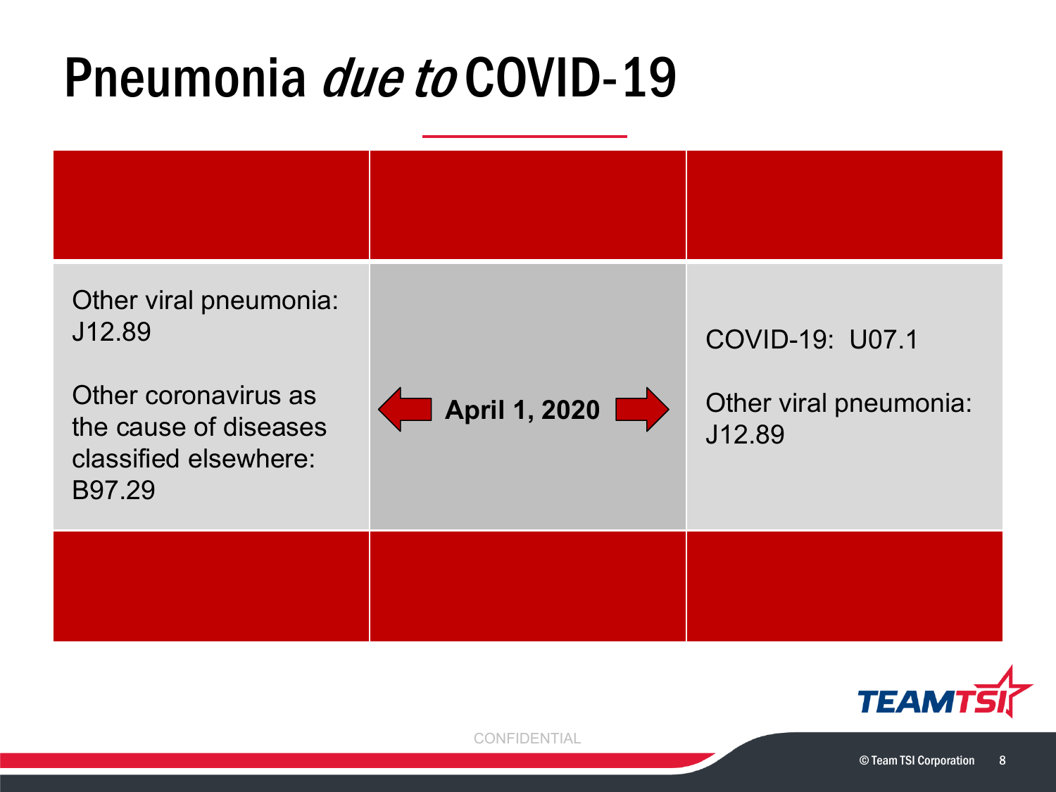# Pneumonia *due to* COVID-19

| | | |
|---|---|---|
| Other viral pneumonia: J12.89<br><br>Other coronavirus as the cause of diseases classified elsewhere: B97.29 | **April 1, 2020** | COVID-19: U07.1<br><br>Other viral pneumonia: J12.89 |

CONFIDENTIAL

© Team TSI Corporation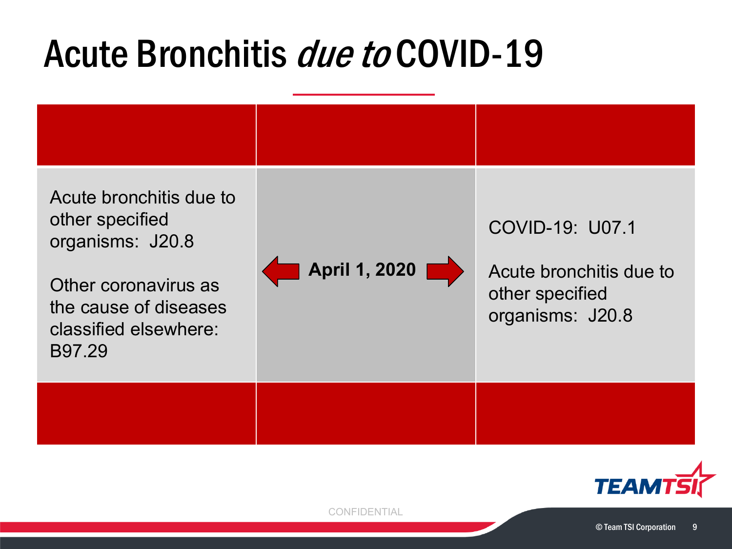# Acute Bronchitis *due to* COVID-19

| Before | | After |
|---|---|---|
| Acute bronchitis due to other specified organisms: J20.8<br><br>Other coronavirus as the cause of diseases classified elsewhere: B97.29 | **April 1, 2020** | COVID-19: U07.1<br><br>Acute bronchitis due to other specified organisms: J20.8 |

CONFIDENTIAL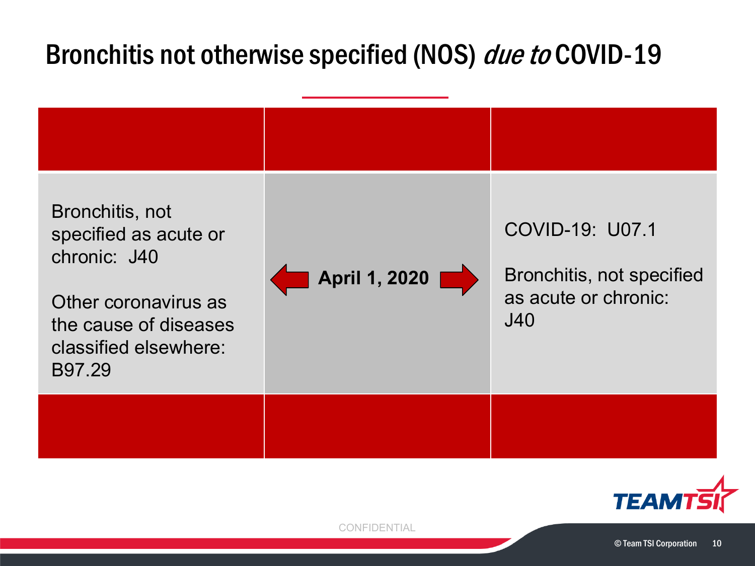# Bronchitis not otherwise specified (NOS) *due to* COVID-19

| | | |
|---|---|---|
| Bronchitis, not specified as acute or chronic: J40<br><br>Other coronavirus as the cause of diseases classified elsewhere: B97.29 | **April 1, 2020** | COVID-19: U07.1<br><br>Bronchitis, not specified as acute or chronic: J40 |

CONFIDENTIAL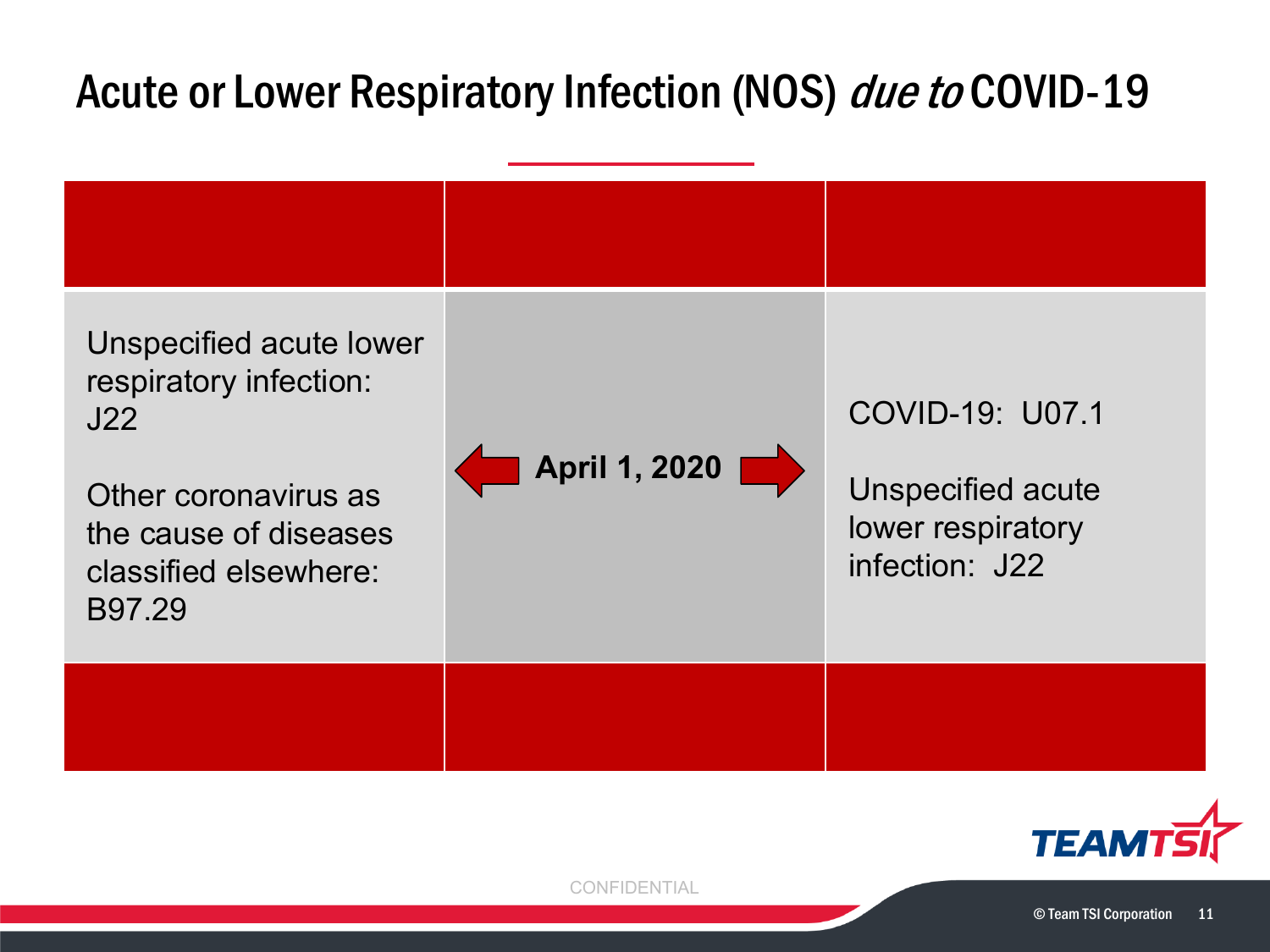# Acute or Lower Respiratory Infection (NOS) *due to* COVID-19

| | | |
|---|---|---|
| Unspecified acute lower respiratory infection: J22<br><br>Other coronavirus as the cause of diseases classified elsewhere: B97.29 | **April 1, 2020** | COVID-19: U07.1<br><br>Unspecified acute lower respiratory infection: J22 |

CONFIDENTIAL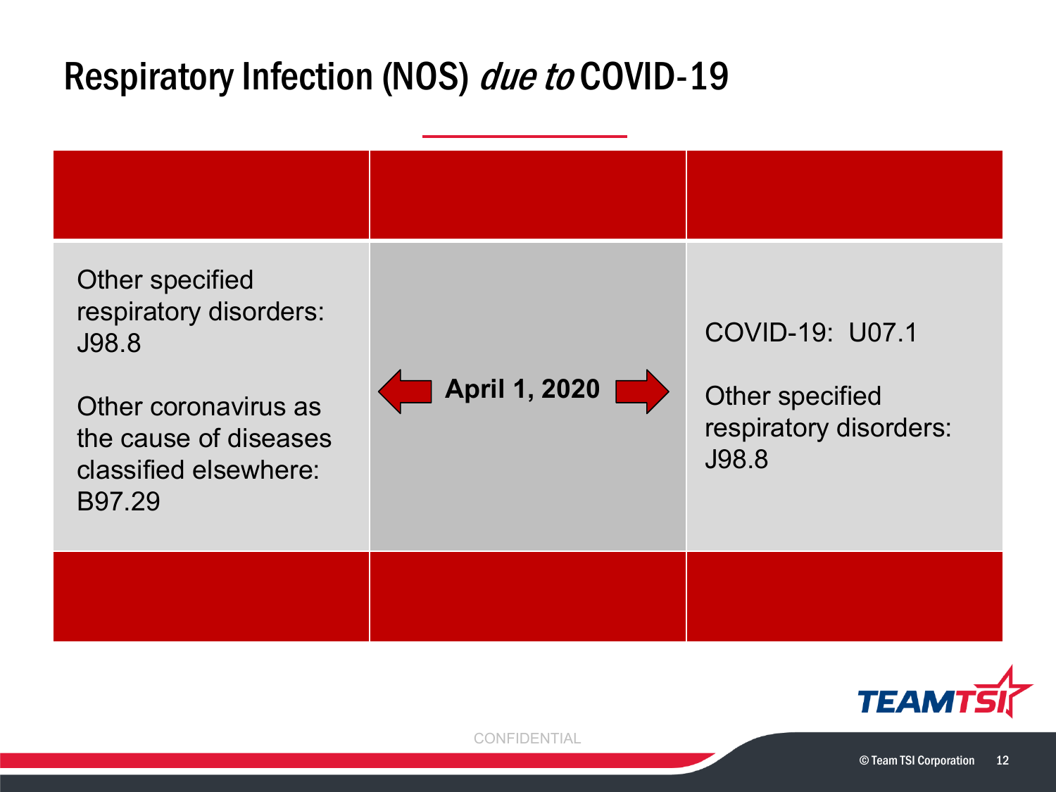# Respiratory Infection (NOS) *due to* COVID-19

| | | |
|---|---|---|
| Other specified respiratory disorders: J98.8<br><br>Other coronavirus as the cause of diseases classified elsewhere: B97.29 | ⇐ **April 1, 2020** ⇒ | COVID-19: U07.1<br><br>Other specified respiratory disorders: J98.8 |

CONFIDENTIAL

© Team TSI Corporation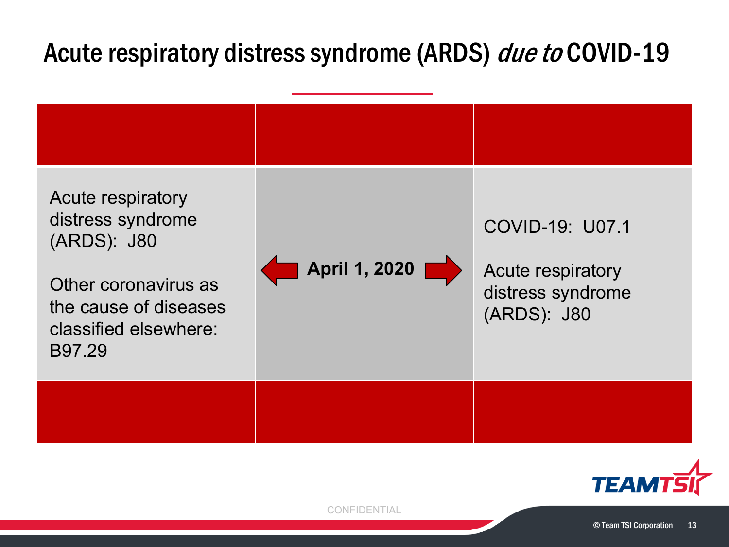# Acute respiratory distress syndrome (ARDS) *due to* COVID-19

| | | |
|---|---|---|
| Acute respiratory distress syndrome (ARDS): J80<br><br>Other coronavirus as the cause of diseases classified elsewhere: B97.29 | ⇦ **April 1, 2020** ⇨ | COVID-19: U07.1<br><br>Acute respiratory distress syndrome (ARDS): J80 |

CONFIDENTIAL

© Team TSI Corporation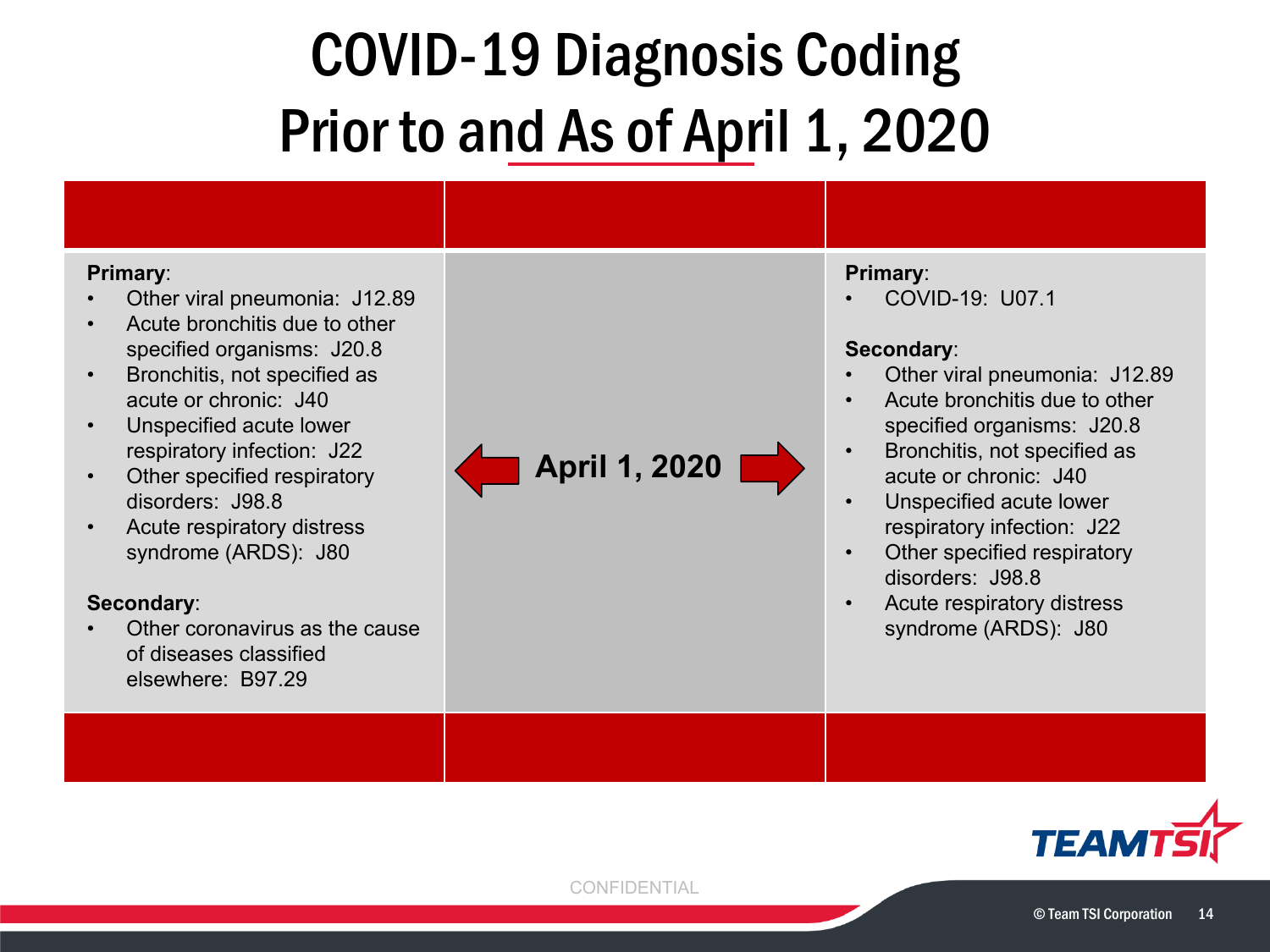# COVID-19 Diagnosis Coding Prior to and As of April 1, 2020

| | | |
|---|---|---|
| **Primary**:<br>• Other viral pneumonia: J12.89<br>• Acute bronchitis due to other specified organisms: J20.8<br>• Bronchitis, not specified as acute or chronic: J40<br>• Unspecified acute lower respiratory infection: J22<br>• Other specified respiratory disorders: J98.8<br>• Acute respiratory distress syndrome (ARDS): J80<br><br>**Secondary**:<br>• Other coronavirus as the cause of diseases classified elsewhere: B97.29 | **April 1, 2020** | **Primary**:<br>• COVID-19: U07.1<br><br>**Secondary**:<br>• Other viral pneumonia: J12.89<br>• Acute bronchitis due to other specified organisms: J20.8<br>• Bronchitis, not specified as acute or chronic: J40<br>• Unspecified acute lower respiratory infection: J22<br>• Other specified respiratory disorders: J98.8<br>• Acute respiratory distress syndrome (ARDS): J80 |

CONFIDENTIAL

© Team TSI Corporation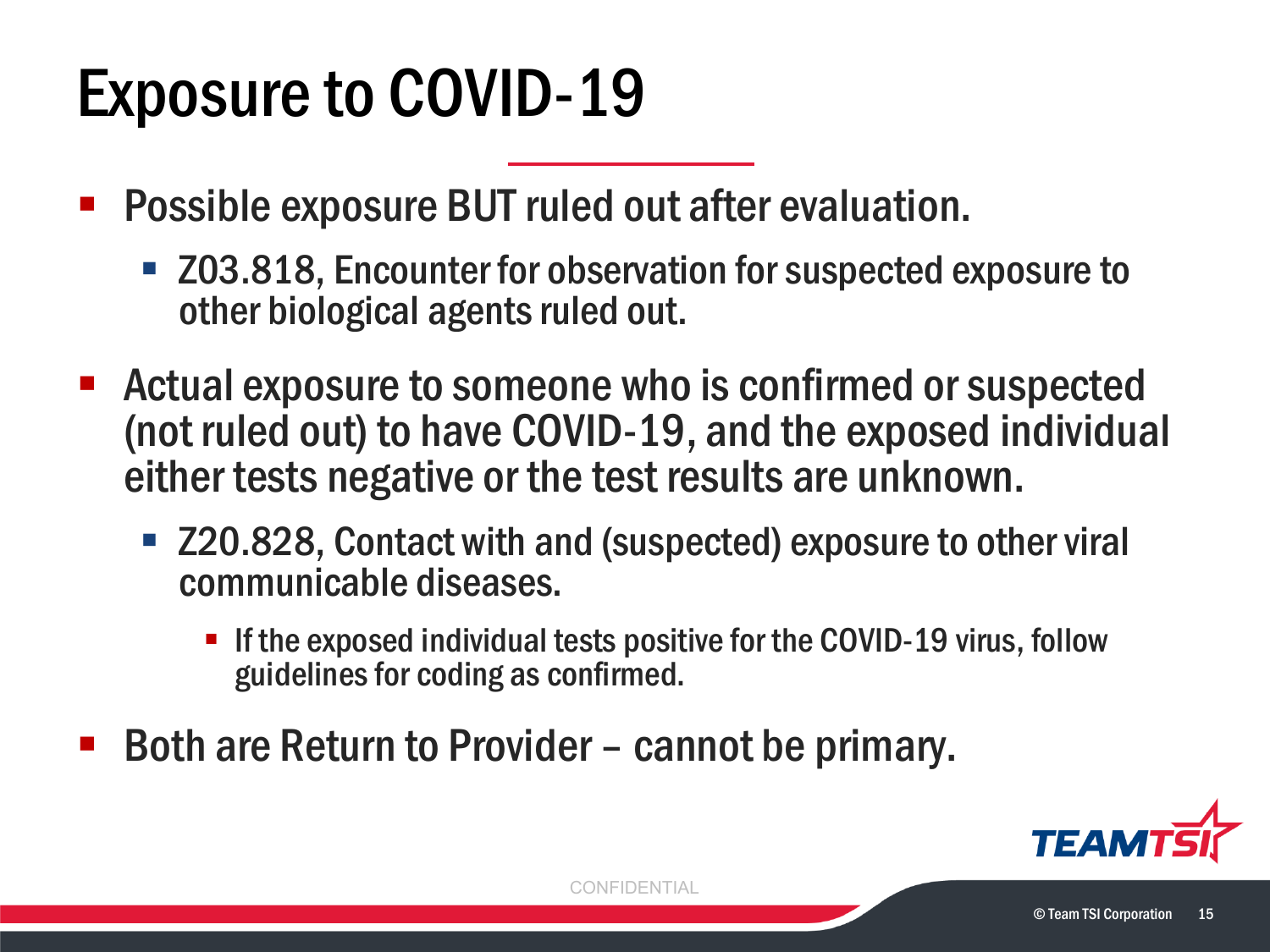# Exposure to COVID-19

- Possible exposure BUT ruled out after evaluation.
  - Z03.818, Encounter for observation for suspected exposure to other biological agents ruled out.
- Actual exposure to someone who is confirmed or suspected (not ruled out) to have COVID-19, and the exposed individual either tests negative or the test results are unknown.
  - Z20.828, Contact with and (suspected) exposure to other viral communicable diseases.
    - If the exposed individual tests positive for the COVID-19 virus, follow guidelines for coding as confirmed.
- Both are Return to Provider – cannot be primary.

CONFIDENTIAL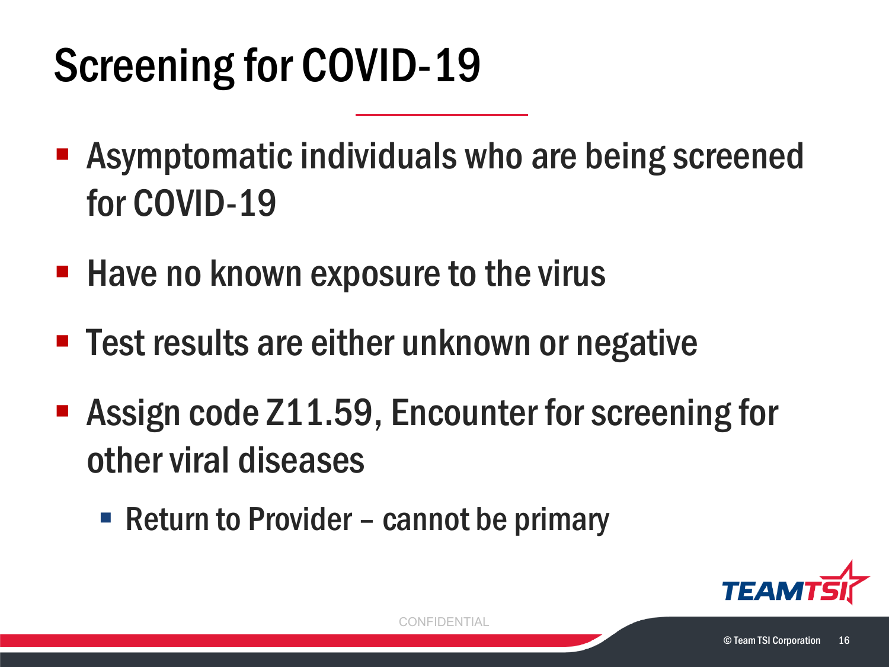# Screening for COVID-19

- Asymptomatic individuals who are being screened for COVID-19
- Have no known exposure to the virus
- Test results are either unknown or negative
- Assign code Z11.59, Encounter for screening for other viral diseases
  - Return to Provider – cannot be primary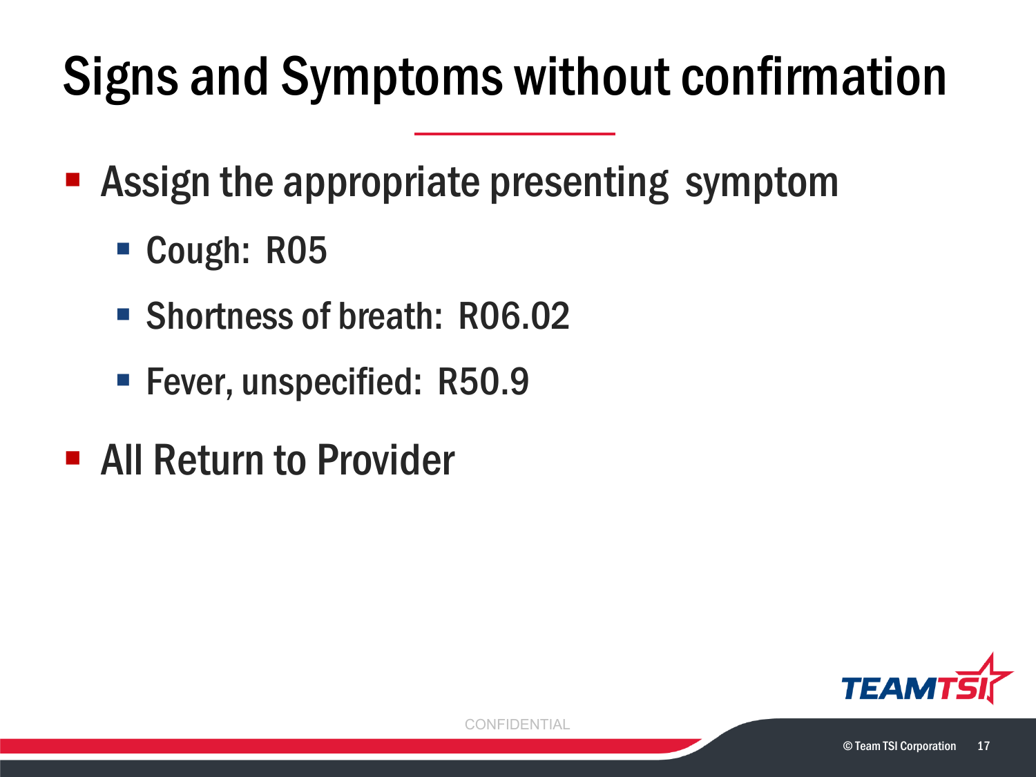# Signs and Symptoms without confirmation

- Assign the appropriate presenting symptom
  - Cough: R05
  - Shortness of breath: R06.02
  - Fever, unspecified: R50.9
- All Return to Provider

CONFIDENTIAL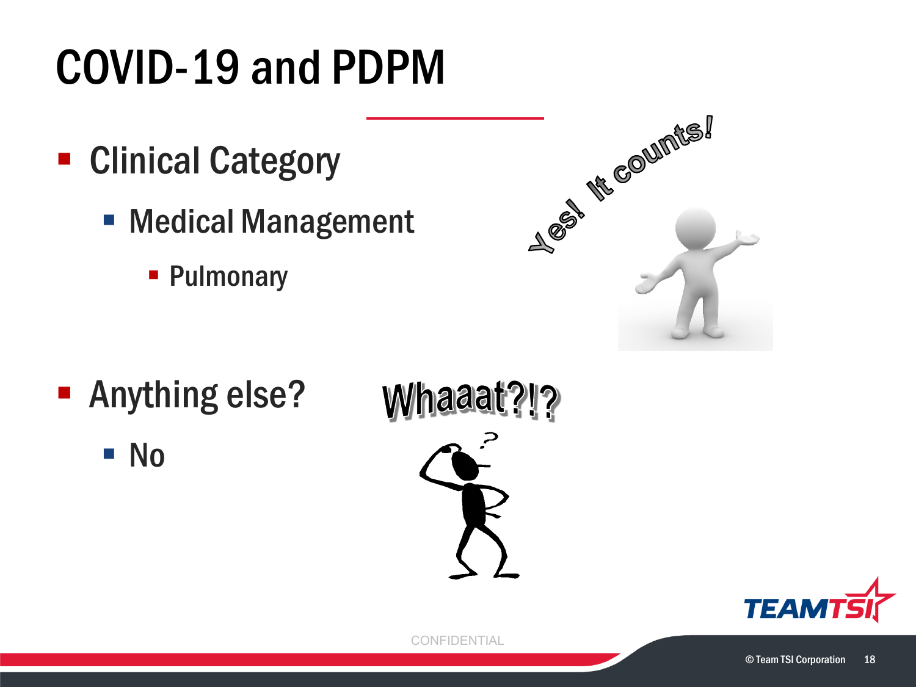# COVID-19 and PDPM

- Clinical Category
  - Medical Management
    - Pulmonary

Yes! It counts!

- Anything else?
  - No

Whaaat?!?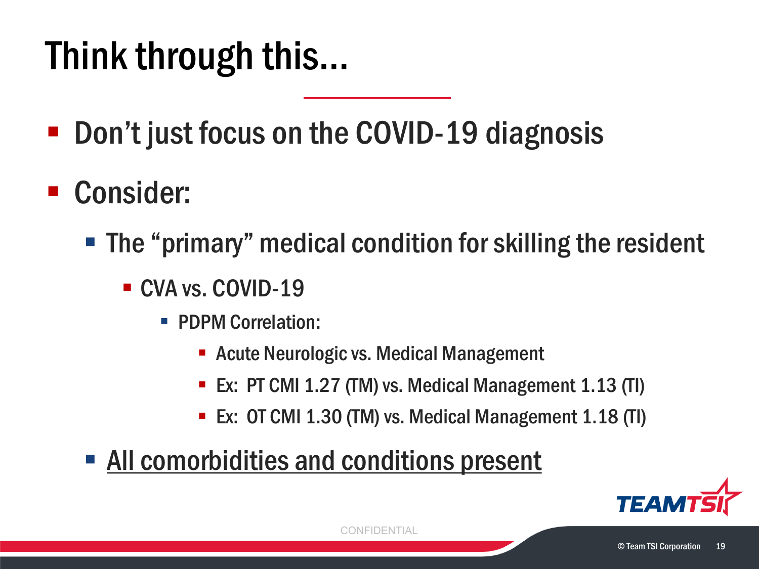# Think through this...

- Don't just focus on the COVID-19 diagnosis
- Consider:
  - The "primary" medical condition for skilling the resident
    - CVA vs. COVID-19
      - PDPM Correlation:
        - Acute Neurologic vs. Medical Management
        - Ex: PT CMI 1.27 (TM) vs. Medical Management 1.13 (TI)
        - Ex: OT CMI 1.30 (TM) vs. Medical Management 1.18 (TI)
  - <u>All comorbidities and conditions present</u>

CONFIDENTIAL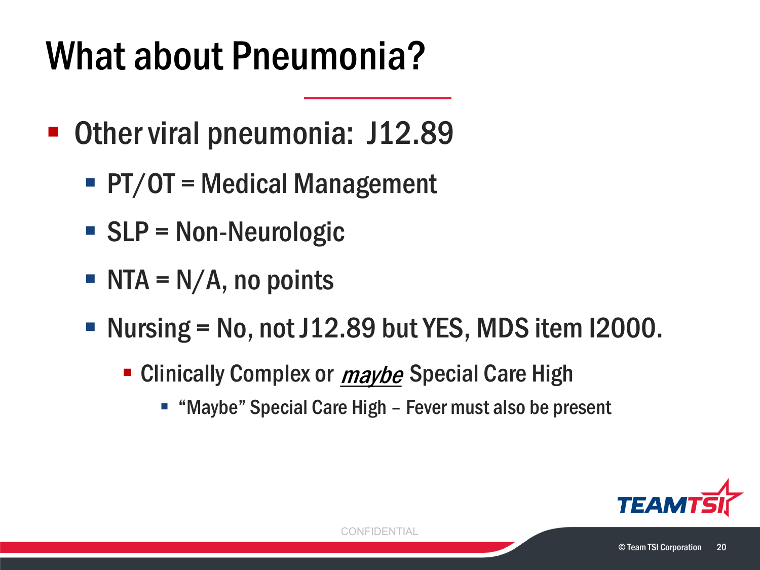# What about Pneumonia?

- Other viral pneumonia: J12.89
  - PT/OT = Medical Management
  - SLP = Non-Neurologic
  - NTA = N/A, no points
  - Nursing = No, not J12.89 but YES, MDS item I2000.
    - Clinically Complex or *maybe* Special Care High
      - "Maybe" Special Care High – Fever must also be present

CONFIDENTIAL

© Team TSI Corporation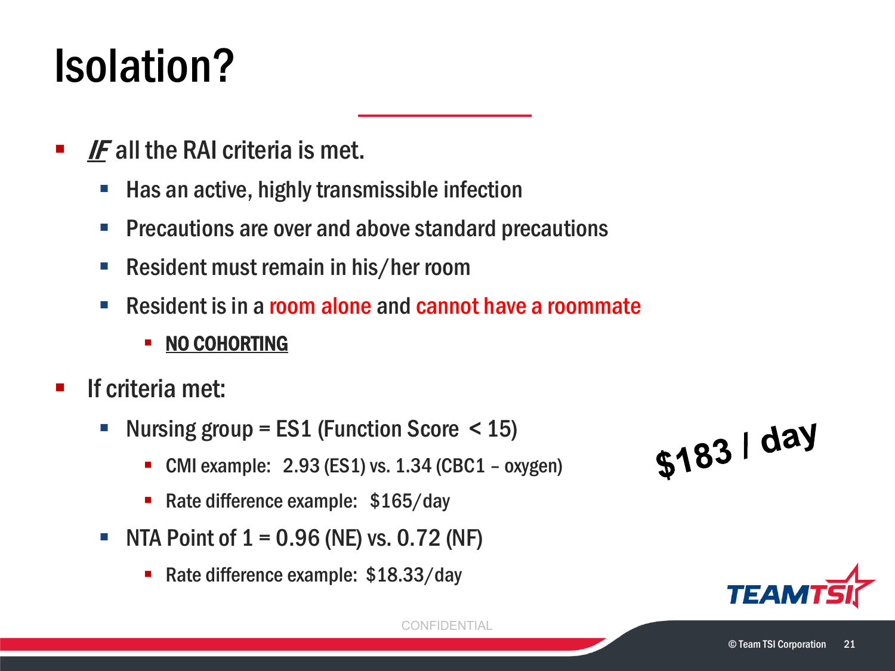# Isolation?

- ***IF*** all the RAI criteria is met.
  - Has an active, highly transmissible infection
  - Precautions are over and above standard precautions
  - Resident must remain in his/her room
  - Resident is in a room alone and cannot have a roommate
    - **NO COHORTING**
- If criteria met:
  - Nursing group = ES1 (Function Score < 15)
    - CMI example: 2.93 (ES1) vs. 1.34 (CBC1 – oxygen)
    - Rate difference example: $165/day
  - NTA Point of 1 = 0.96 (NE) vs. 0.72 (NF)
    - Rate difference example: $18.33/day

**$183 / day**

CONFIDENTIAL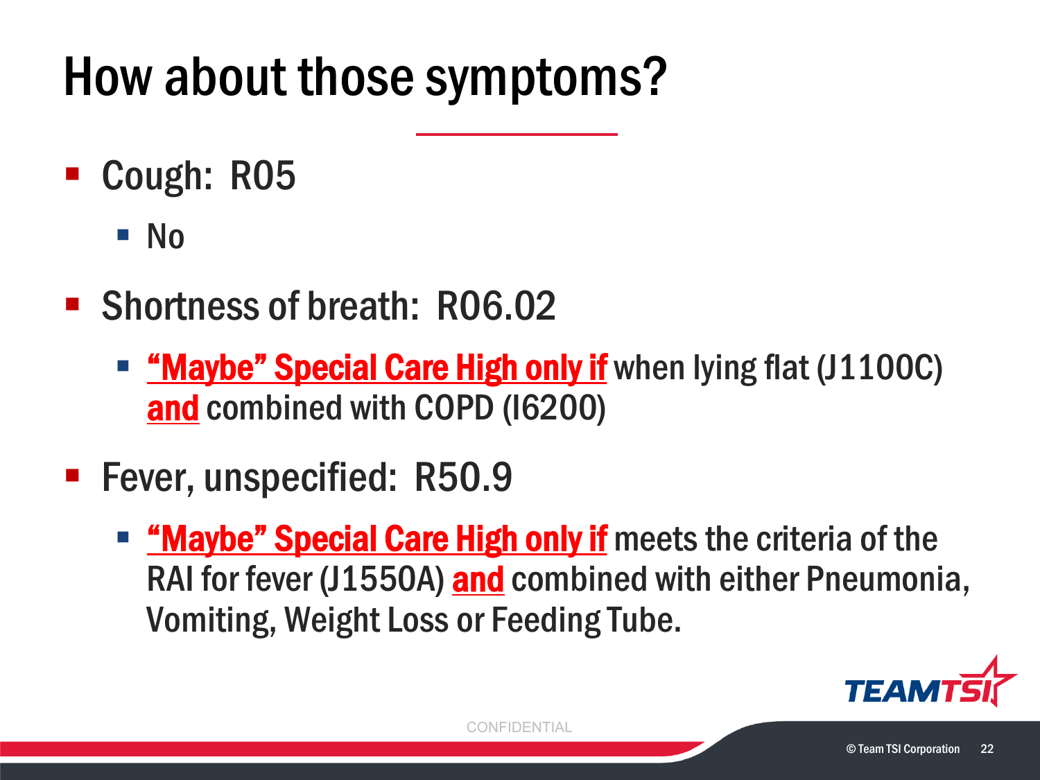# How about those symptoms?

- Cough: R05
  - No
- Shortness of breath: R06.02
  - **"Maybe" Special Care High only if** when lying flat (J1100C) **and** combined with COPD (I6200)
- Fever, unspecified: R50.9
  - **"Maybe" Special Care High only if** meets the criteria of the RAI for fever (J1550A) **and** combined with either Pneumonia, Vomiting, Weight Loss or Feeding Tube.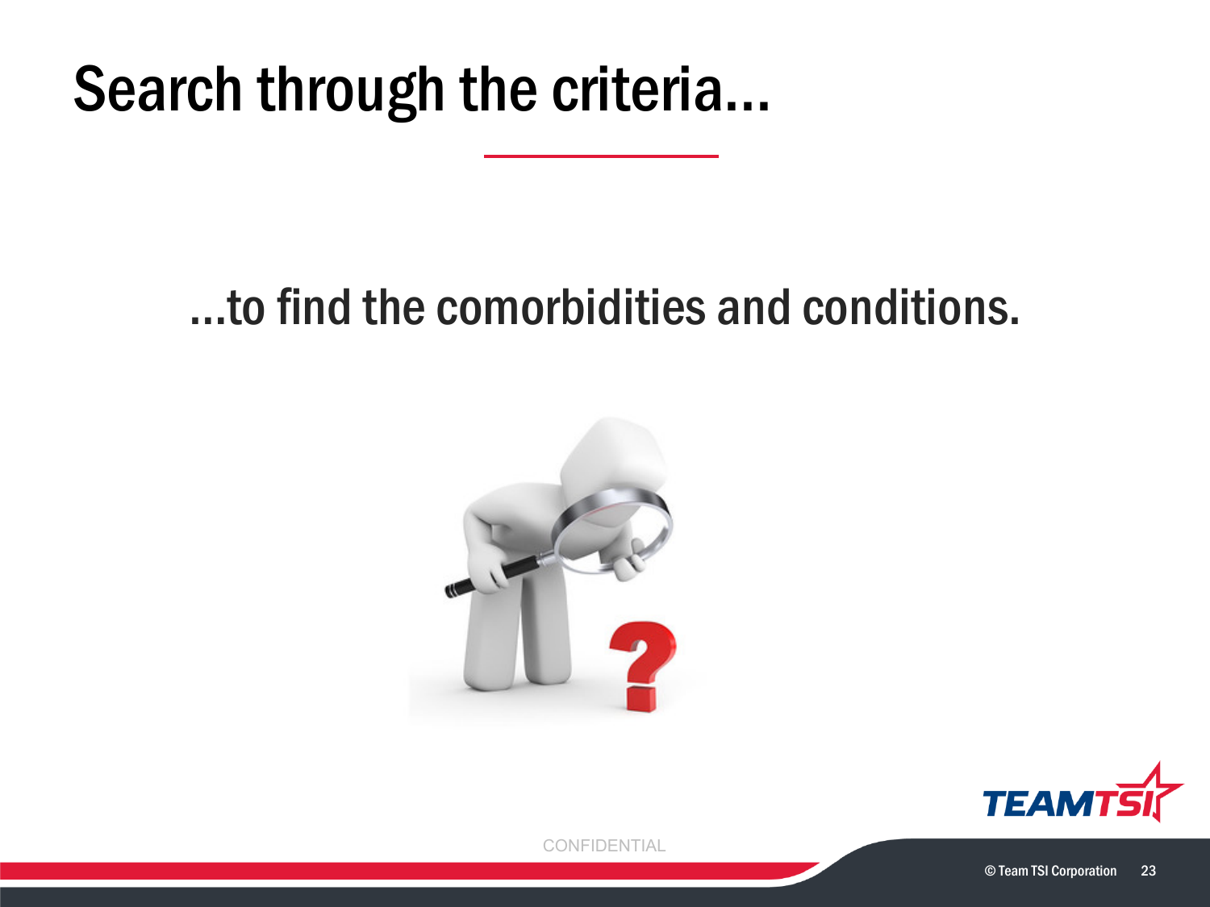# Search through the criteria...

...to find the comorbidities and conditions.

CONFIDENTIAL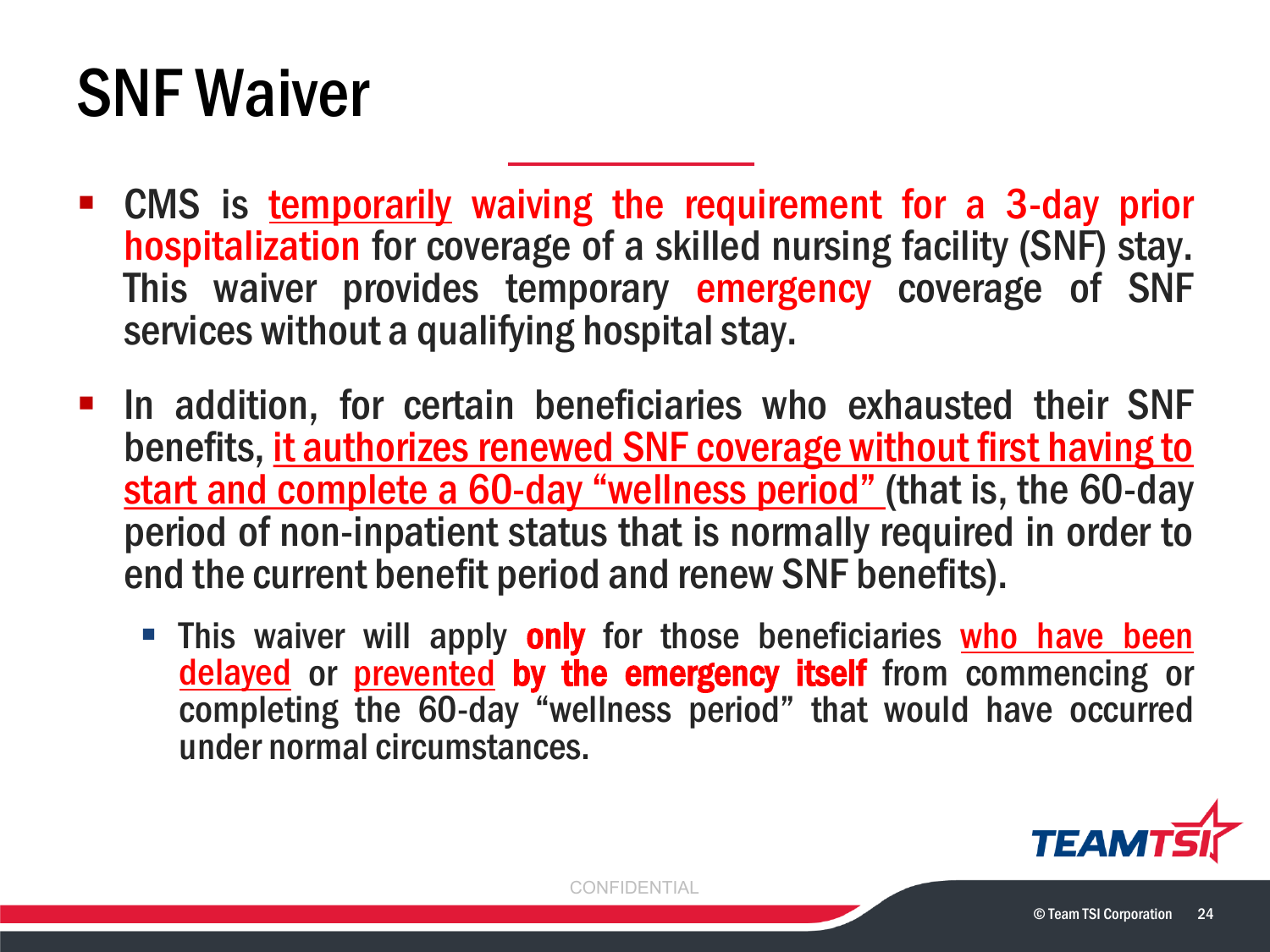# SNF Waiver

- CMS is temporarily waiving the requirement for a 3-day prior hospitalization for coverage of a skilled nursing facility (SNF) stay. This waiver provides temporary emergency coverage of SNF services without a qualifying hospital stay.
- In addition, for certain beneficiaries who exhausted their SNF benefits, it authorizes renewed SNF coverage without first having to start and complete a 60-day "wellness period" (that is, the 60-day period of non-inpatient status that is normally required in order to end the current benefit period and renew SNF benefits).
  - This waiver will apply **only** for those beneficiaries who have been delayed or prevented **by the emergency itself** from commencing or completing the 60-day "wellness period" that would have occurred under normal circumstances.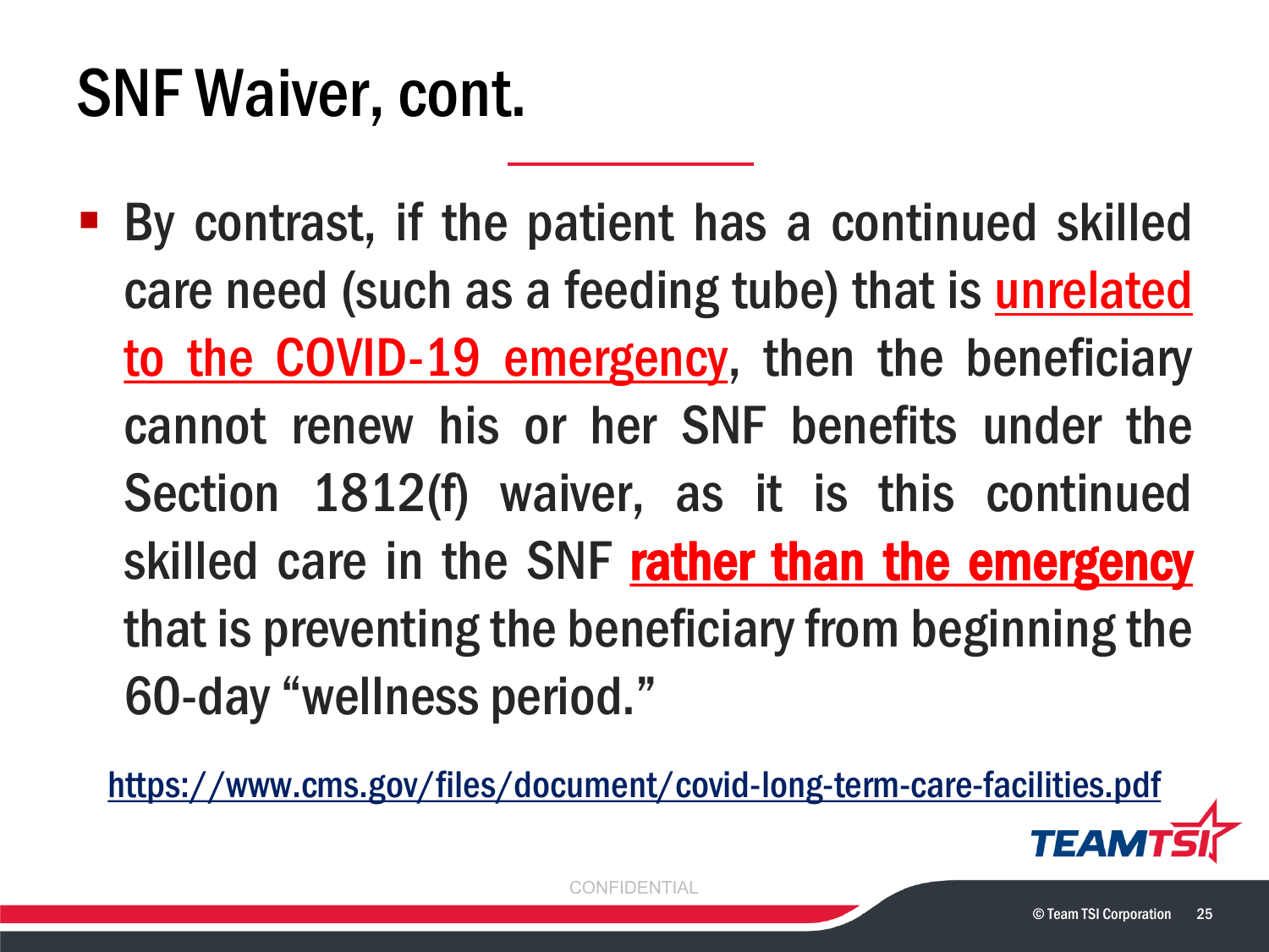# SNF Waiver, cont.

- By contrast, if the patient has a continued skilled care need (such as a feeding tube) that is unrelated to the COVID-19 emergency, then the beneficiary cannot renew his or her SNF benefits under the Section 1812(f) waiver, as it is this continued skilled care in the SNF **rather than the emergency** that is preventing the beneficiary from beginning the 60-day "wellness period."

https://www.cms.gov/files/document/covid-long-term-care-facilities.pdf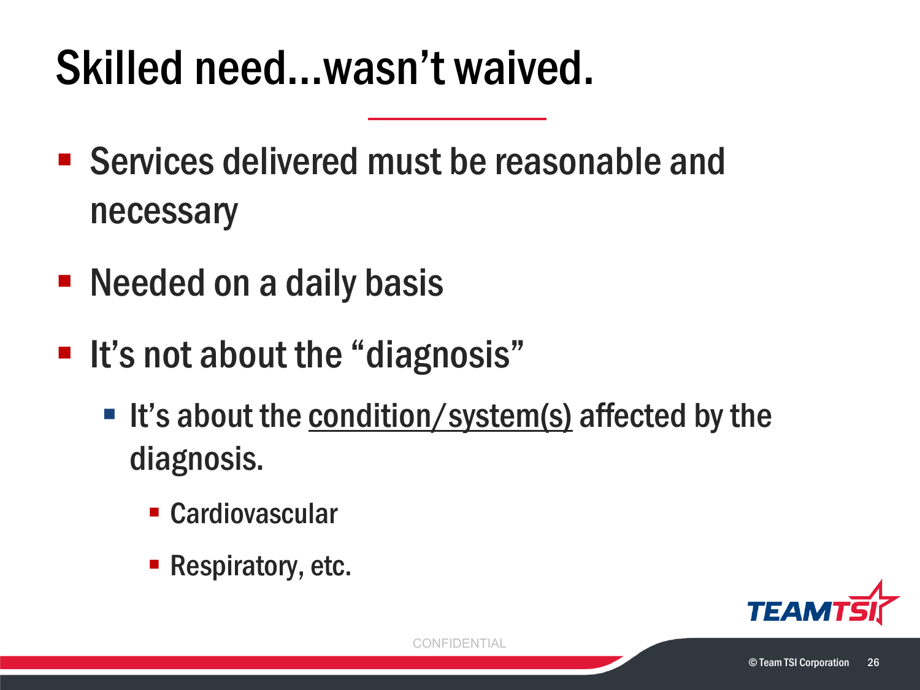# Skilled need…wasn't waived.

- Services delivered must be reasonable and necessary
- Needed on a daily basis
- It's not about the "diagnosis"
  - It's about the <u>condition/system(s)</u> affected by the diagnosis.
    - Cardiovascular
    - Respiratory, etc.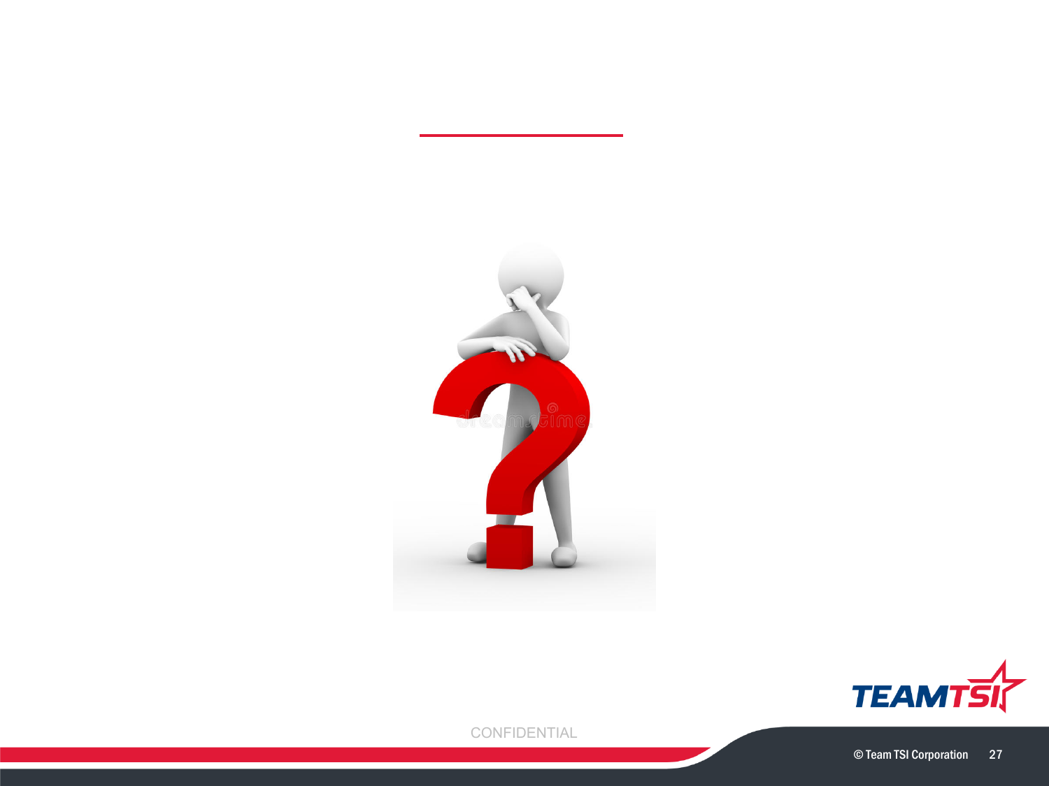CONFIDENTIAL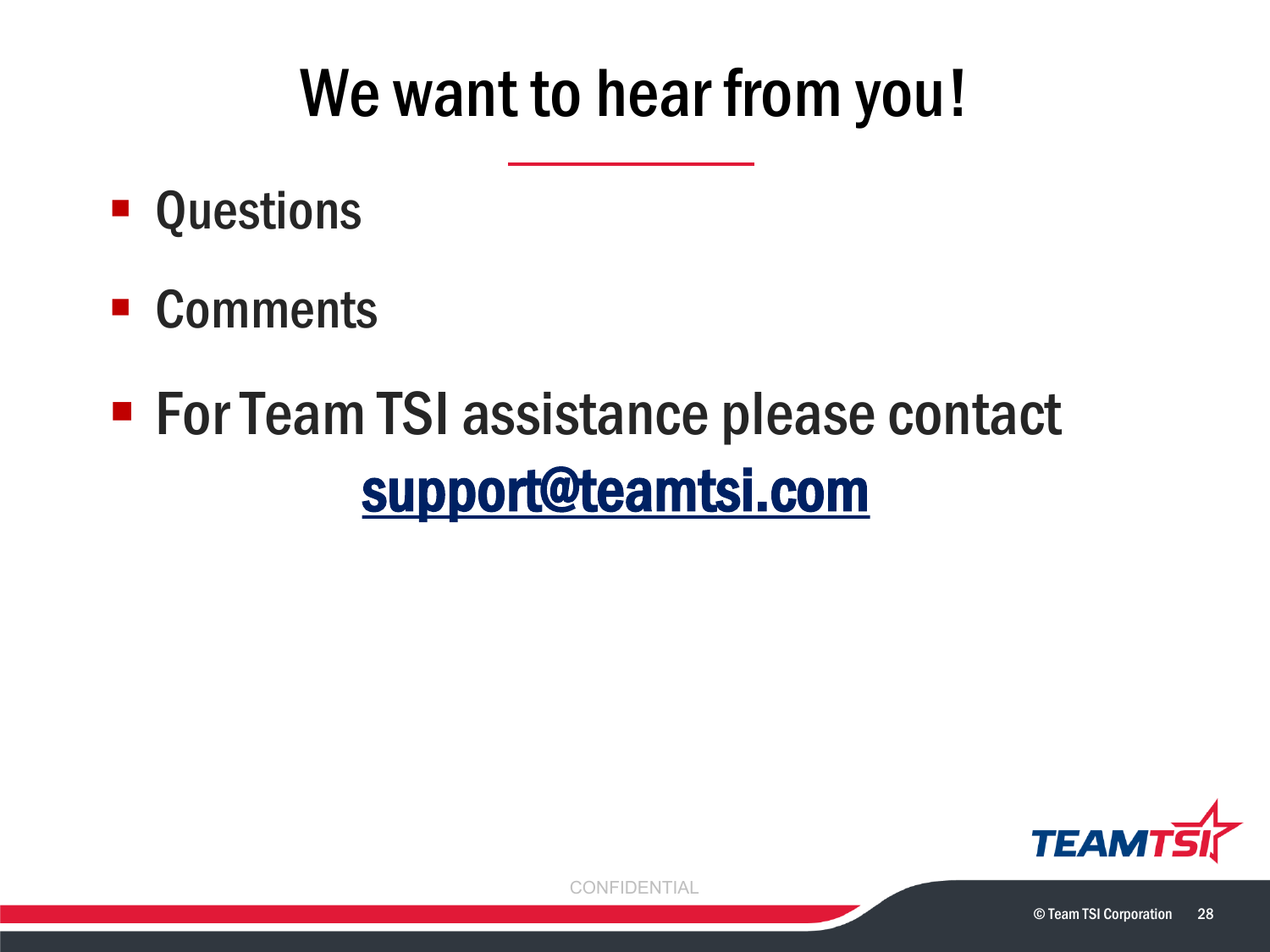# We want to hear from you!

- Questions
- Comments
- For Team TSI assistance please contact support@teamtsi.com

CONFIDENTIAL

© Team TSI Corporation